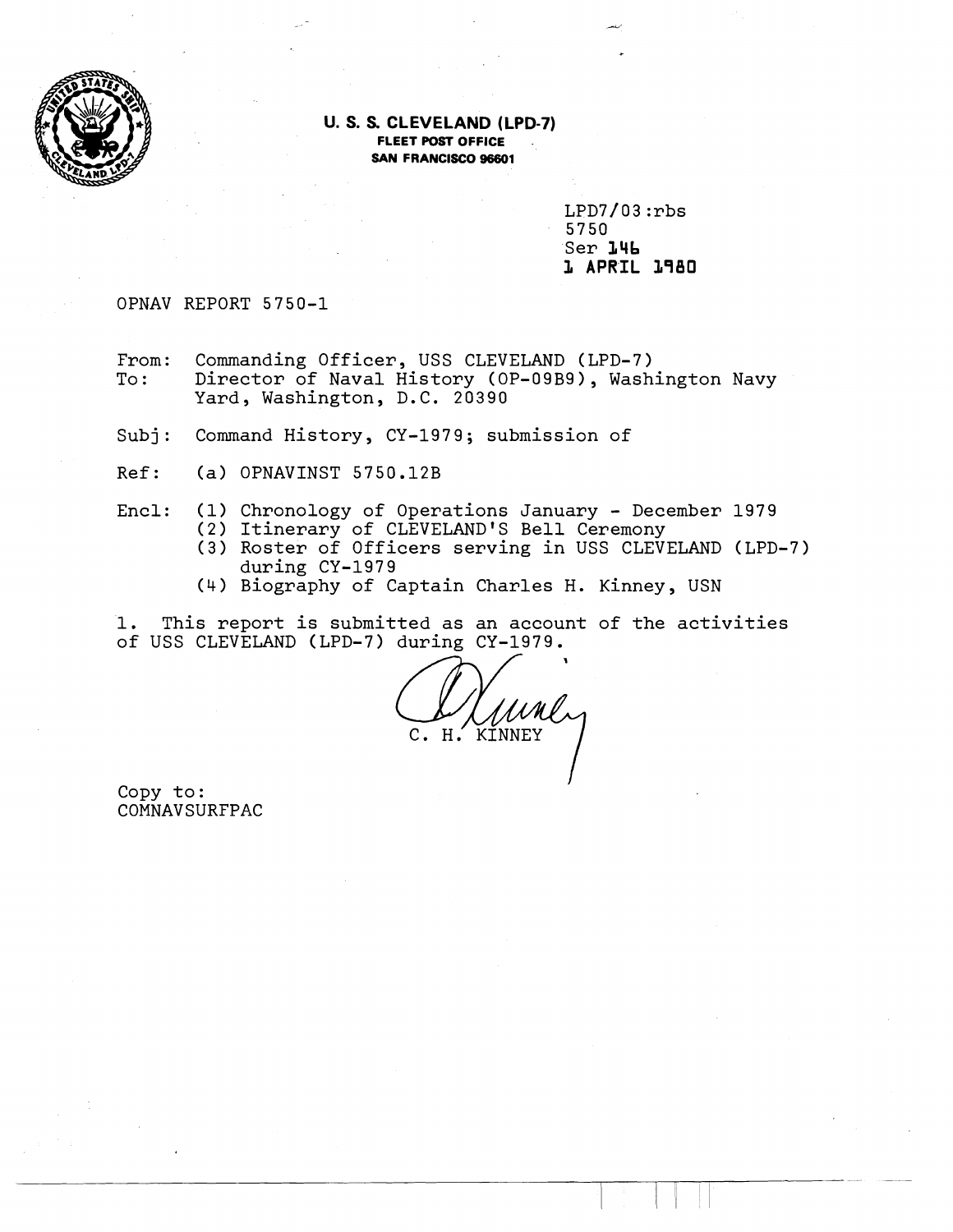**U. S. S. CLEVELAND (LPD-7)**
**FLEET POST OFFICE**
**SAN FRANCISCO 96601**

LPD7/03:rbs
5750
Ser 146
1 APRIL 1980

OPNAV REPORT 5750-1

From: Commanding Officer, USS CLEVELAND (LPD-7)
To: Director of Naval History (OP-09B9), Washington Navy Yard, Washington, D.C. 20390

Subj: Command History, CY-1979; submission of

Ref: (a) OPNAVINST 5750.12B

Encl: (1) Chronology of Operations January - December 1979
(2) Itinerary of CLEVELAND'S Bell Ceremony
(3) Roster of Officers serving in USS CLEVELAND (LPD-7) during CY-1979
(4) Biography of Captain Charles H. Kinney, USN

1. This report is submitted as an account of the activities of USS CLEVELAND (LPD-7) during CY-1979.

C. H. KINNEY

Copy to:
COMNAVSURFPAC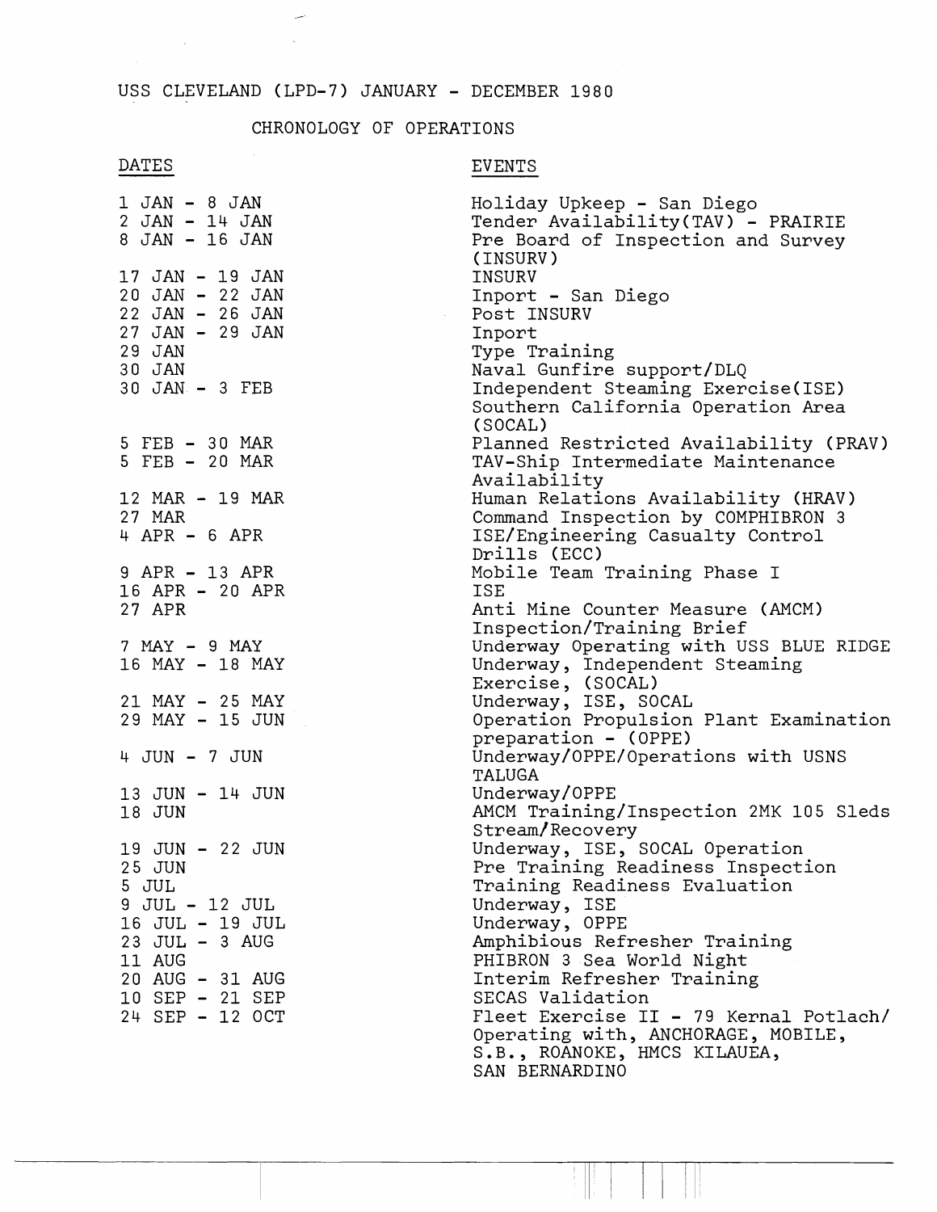USS CLEVELAND (LPD-7) JANUARY - DECEMBER 1980

CHRONOLOGY OF OPERATIONS

| DATES | EVENTS |
|---|---|
| 1 JAN - 8 JAN | Holiday Upkeep - San Diego |
| 2 JAN - 14 JAN | Tender Availability(TAV) - PRAIRIE |
| 8 JAN - 16 JAN | Pre Board of Inspection and Survey (INSURV) |
| 17 JAN - 19 JAN | INSURV |
| 20 JAN - 22 JAN | Inport - San Diego |
| 22 JAN - 26 JAN | Post INSURV |
| 27 JAN - 29 JAN | Inport |
| 29 JAN | Type Training |
| 30 JAN | Naval Gunfire support/DLQ |
| 30 JAN - 3 FEB | Independent Steaming Exercise(ISE) Southern California Operation Area (SOCAL) |
| 5 FEB - 30 MAR | Planned Restricted Availability (PRAV) |
| 5 FEB - 20 MAR | TAV-Ship Intermediate Maintenance Availability |
| 12 MAR - 19 MAR | Human Relations Availability (HRAV) |
| 27 MAR | Command Inspection by COMPHIBRON 3 |
| 4 APR - 6 APR | ISE/Engineering Casualty Control Drills (ECC) |
| 9 APR - 13 APR | Mobile Team Training Phase I |
| 16 APR - 20 APR | ISE |
| 27 APR | Anti Mine Counter Measure (AMCM) Inspection/Training Brief |
| 7 MAY - 9 MAY | Underway Operating with USS BLUE RIDGE |
| 16 MAY - 18 MAY | Underway, Independent Steaming Exercise, (SOCAL) |
| 21 MAY - 25 MAY | Underway, ISE, SOCAL |
| 29 MAY - 15 JUN | Operation Propulsion Plant Examination preparation - (OPPE) |
| 4 JUN - 7 JUN | Underway/OPPE/Operations with USNS TALUGA |
| 13 JUN - 14 JUN | Underway/OPPE |
| 18 JUN | AMCM Training/Inspection 2MK 105 Sleds Stream/Recovery |
| 19 JUN - 22 JUN | Underway, ISE, SOCAL Operation |
| 25 JUN | Pre Training Readiness Inspection |
| 5 JUL | Training Readiness Evaluation |
| 9 JUL - 12 JUL | Underway, ISE |
| 16 JUL - 19 JUL | Underway, OPPE |
| 23 JUL - 3 AUG | Amphibious Refresher Training |
| 11 AUG | PHIBRON 3 Sea World Night |
| 20 AUG - 31 AUG | Interim Refresher Training |
| 10 SEP - 21 SEP | SECAS Validation |
| 24 SEP - 12 OCT | Fleet Exercise II - 79 Kernal Potlach/ Operating with, ANCHORAGE, MOBILE, S.B., ROANOKE, HMCS KILAUEA, SAN BERNARDINO |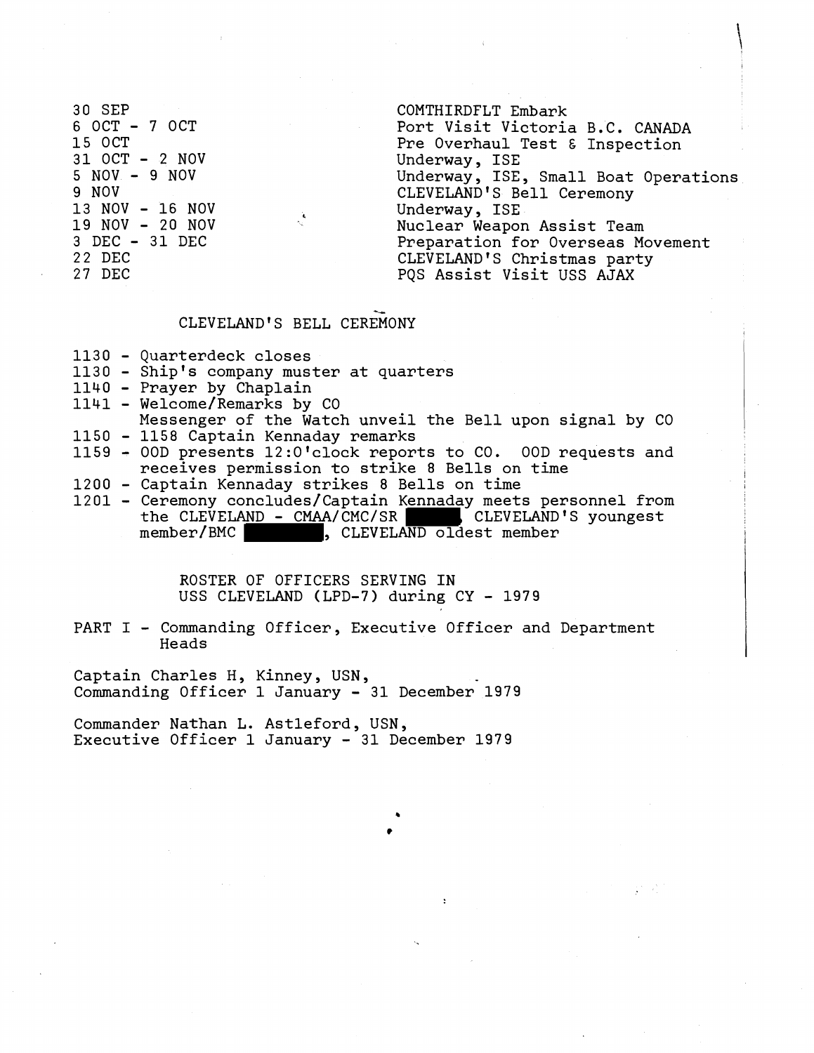| | |
|---|---|
| 30 SEP | COMTHIRDFLT Embark |
| 6 OCT - 7 OCT | Port Visit Victoria B.C. CANADA |
| 15 OCT | Pre Overhaul Test & Inspection |
| 31 OCT - 2 NOV | Underway, ISE |
| 5 NOV - 9 NOV | Underway, ISE, Small Boat Operations |
| 9 NOV | CLEVELAND'S Bell Ceremony |
| 13 NOV - 16 NOV | Underway, ISE |
| 19 NOV - 20 NOV | Nuclear Weapon Assist Team |
| 3 DEC - 31 DEC | Preparation for Overseas Movement |
| 22 DEC | CLEVELAND'S Christmas party |
| 27 DEC | PQS Assist Visit USS AJAX |

## CLEVELAND'S BELL CEREMONY

1130 - Quarterdeck closes
1130 - Ship's company muster at quarters
1140 - Prayer by Chaplain
1141 - Welcome/Remarks by CO
Messenger of the Watch unveil the Bell upon signal by CO
1150 - 1158 Captain Kennaday remarks
1159 - OOD presents 12:0'clock reports to CO. OOD requests and receives permission to strike 8 Bells on time
1200 - Captain Kennaday strikes 8 Bells on time
1201 - Ceremony concludes/Captain Kennaday meets personnel from the CLEVELAND - CMAA/CMC/SR [REDACTED], CLEVELAND'S youngest member/BMC [REDACTED], CLEVELAND oldest member

## ROSTER OF OFFICERS SERVING IN USS CLEVELAND (LPD-7) during CY - 1979

PART I - Commanding Officer, Executive Officer and Department Heads

Captain Charles H, Kinney, USN,
Commanding Officer 1 January - 31 December 1979

Commander Nathan L. Astleford, USN,
Executive Officer 1 January - 31 December 1979